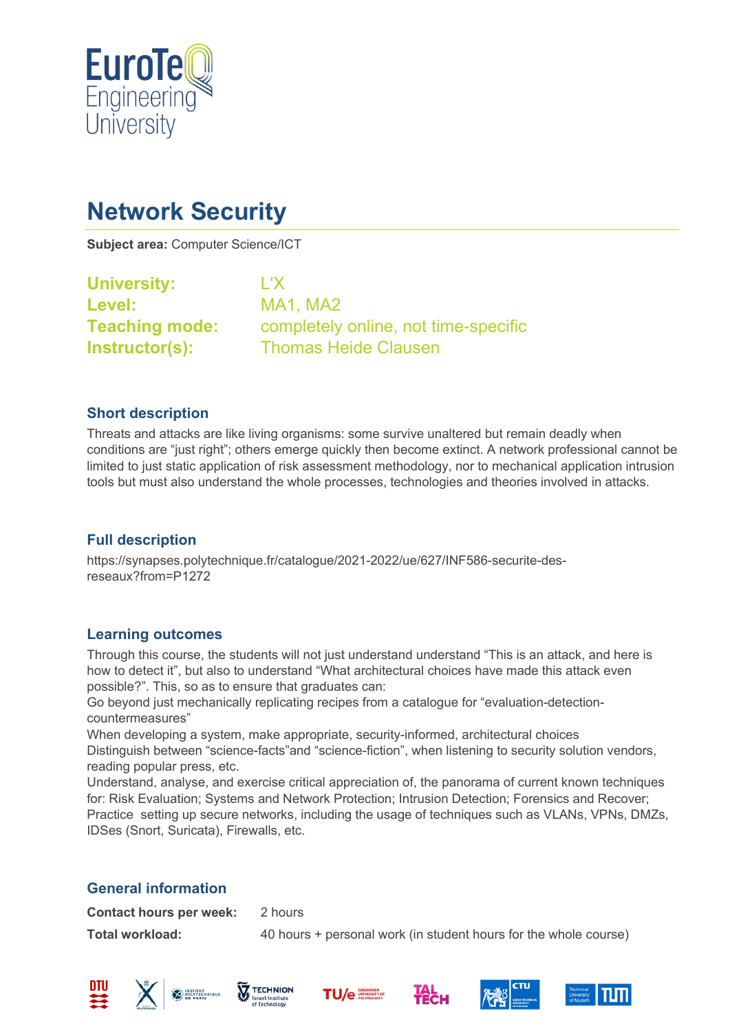# Network Security

**Subject area:** Computer Science/ICT

**University:** L'X
**Level:** MA1, MA2
**Teaching mode:** completely online, not time-specific
**Instructor(s):** Thomas Heide Clausen

## Short description

Threats and attacks are like living organisms: some survive unaltered but remain deadly when conditions are "just right"; others emerge quickly then become extinct. A network professional cannot be limited to just static application of risk assessment methodology, nor to mechanical application intrusion tools but must also understand the whole processes, technologies and theories involved in attacks.

## Full description

https://synapses.polytechnique.fr/catalogue/2021-2022/ue/627/INF586-securite-des-reseaux?from=P1272

## Learning outcomes

Through this course, the students will not just understand understand "This is an attack, and here is how to detect it", but also to understand "What architectural choices have made this attack even possible?". This, so as to ensure that graduates can:
Go beyond just mechanically replicating recipes from a catalogue for "evaluation-detection-countermeasures"
When developing a system, make appropriate, security-informed, architectural choices
Distinguish between "science-facts"and "science-fiction", when listening to security solution vendors, reading popular press, etc.
Understand, analyse, and exercise critical appreciation of, the panorama of current known techniques for: Risk Evaluation; Systems and Network Protection; Intrusion Detection; Forensics and Recover; Practice setting up secure networks, including the usage of techniques such as VLANs, VPNs, DMZs, IDSes (Snort, Suricata), Firewalls, etc.

## General information

**Contact hours per week:** 2 hours

**Total workload:** 40 hours + personal work (in student hours for the whole course)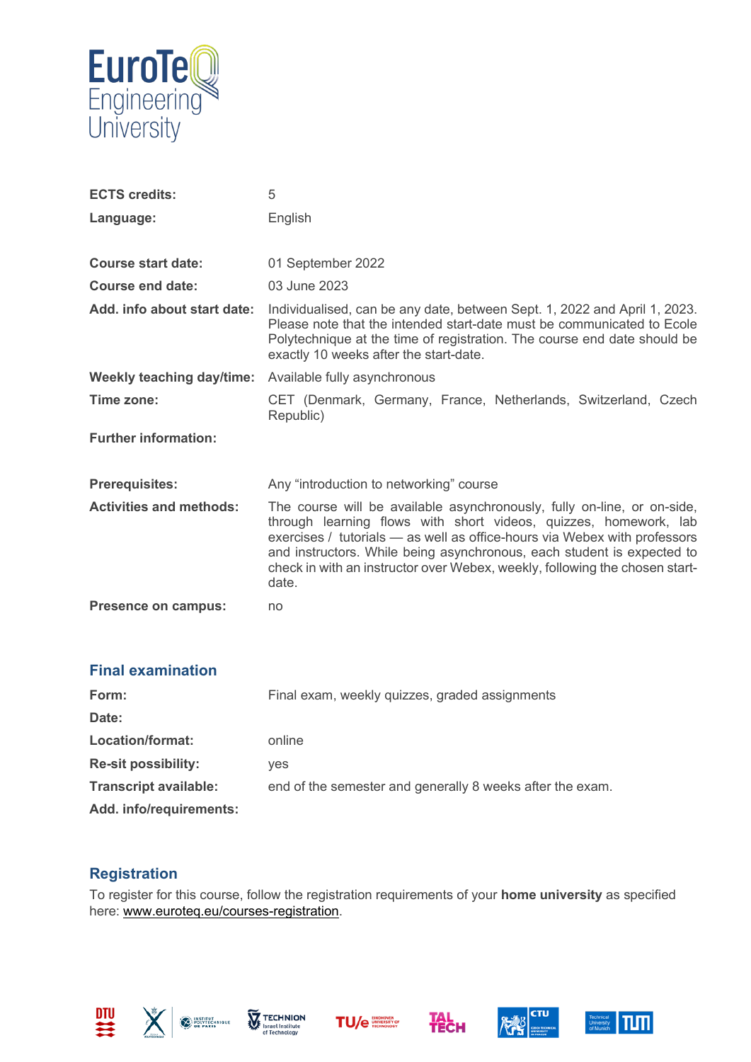| | |
|---|---|
| **ECTS credits:** | 5 |
| **Language:** | English |
| **Course start date:** | 01 September 2022 |
| **Course end date:** | 03 June 2023 |
| **Add. info about start date:** | Individualised, can be any date, between Sept. 1, 2022 and April 1, 2023. Please note that the intended start-date must be communicated to Ecole Polytechnique at the time of registration. The course end date should be exactly 10 weeks after the start-date. |
| **Weekly teaching day/time:** | Available fully asynchronous |
| **Time zone:** | CET (Denmark, Germany, France, Netherlands, Switzerland, Czech Republic) |
| **Further information:** | |
| **Prerequisites:** | Any “introduction to networking” course |
| **Activities and methods:** | The course will be available asynchronously, fully on-line, or on-side, through learning flows with short videos, quizzes, homework, lab exercises / tutorials — as well as office-hours via Webex with professors and instructors. While being asynchronous, each student is expected to check in with an instructor over Webex, weekly, following the chosen start-date. |
| **Presence on campus:** | no |

## Final examination

| | |
|---|---|
| **Form:** | Final exam, weekly quizzes, graded assignments |
| **Date:** | |
| **Location/format:** | online |
| **Re-sit possibility:** | yes |
| **Transcript available:** | end of the semester and generally 8 weeks after the exam. |
| **Add. info/requirements:** | |

## Registration

To register for this course, follow the registration requirements of your **home university** as specified here: www.euroteq.eu/courses-registration.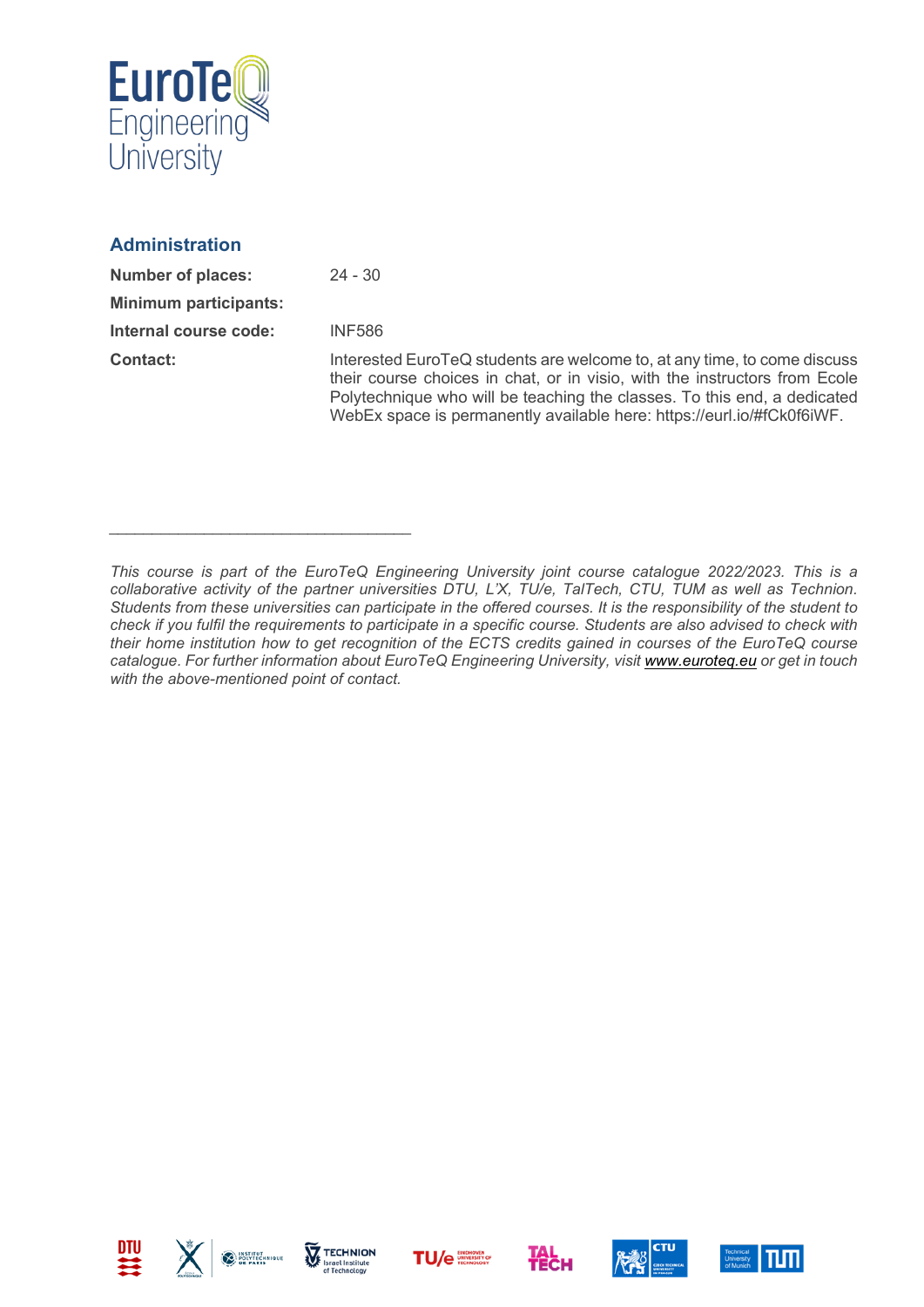## Administration

| | |
|---|---|
| **Number of places:** | 24 - 30 |
| **Minimum participants:** | |
| **Internal course code:** | INF586 |
| **Contact:** | Interested EuroTeQ students are welcome to, at any time, to come discuss their course choices in chat, or in visio, with the instructors from Ecole Polytechnique who will be teaching the classes. To this end, a dedicated WebEx space is permanently available here: https://eurl.io/#fCk0f6iWF. |

_________________________________

*This course is part of the EuroTeQ Engineering University joint course catalogue 2022/2023. This is a collaborative activity of the partner universities DTU, L'X, TU/e, TalTech, CTU, TUM as well as Technion. Students from these universities can participate in the offered courses. It is the responsibility of the student to check if you fulfil the requirements to participate in a specific course. Students are also advised to check with their home institution how to get recognition of the ECTS credits gained in courses of the EuroTeQ course catalogue. For further information about EuroTeQ Engineering University, visit www.euroteq.eu or get in touch with the above-mentioned point of contact.*